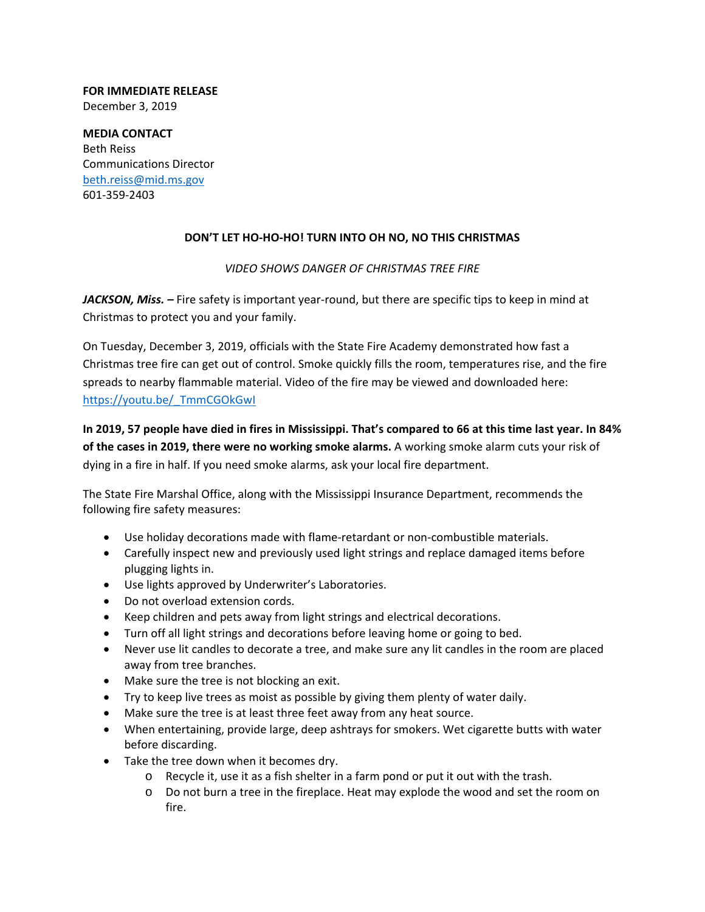**FOR IMMEDIATE RELEASE**
December 3, 2019

**MEDIA CONTACT**
Beth Reiss
Communications Director
beth.reiss@mid.ms.gov
601-359-2403

# DON'T LET HO-HO-HO! TURN INTO OH NO, NO THIS CHRISTMAS

*VIDEO SHOWS DANGER OF CHRISTMAS TREE FIRE*

***JACKSON, Miss. –*** Fire safety is important year-round, but there are specific tips to keep in mind at Christmas to protect you and your family.

On Tuesday, December 3, 2019, officials with the State Fire Academy demonstrated how fast a Christmas tree fire can get out of control. Smoke quickly fills the room, temperatures rise, and the fire spreads to nearby flammable material. Video of the fire may be viewed and downloaded here: https://youtu.be/_TmmCGOkGwI

**In 2019, 57 people have died in fires in Mississippi. That's compared to 66 at this time last year. In 84% of the cases in 2019, there were no working smoke alarms.** A working smoke alarm cuts your risk of dying in a fire in half. If you need smoke alarms, ask your local fire department.

The State Fire Marshal Office, along with the Mississippi Insurance Department, recommends the following fire safety measures:

- Use holiday decorations made with flame-retardant or non-combustible materials.
- Carefully inspect new and previously used light strings and replace damaged items before plugging lights in.
- Use lights approved by Underwriter's Laboratories.
- Do not overload extension cords.
- Keep children and pets away from light strings and electrical decorations.
- Turn off all light strings and decorations before leaving home or going to bed.
- Never use lit candles to decorate a tree, and make sure any lit candles in the room are placed away from tree branches.
- Make sure the tree is not blocking an exit.
- Try to keep live trees as moist as possible by giving them plenty of water daily.
- Make sure the tree is at least three feet away from any heat source.
- When entertaining, provide large, deep ashtrays for smokers. Wet cigarette butts with water before discarding.
- Take the tree down when it becomes dry.
    - Recycle it, use it as a fish shelter in a farm pond or put it out with the trash.
    - Do not burn a tree in the fireplace. Heat may explode the wood and set the room on fire.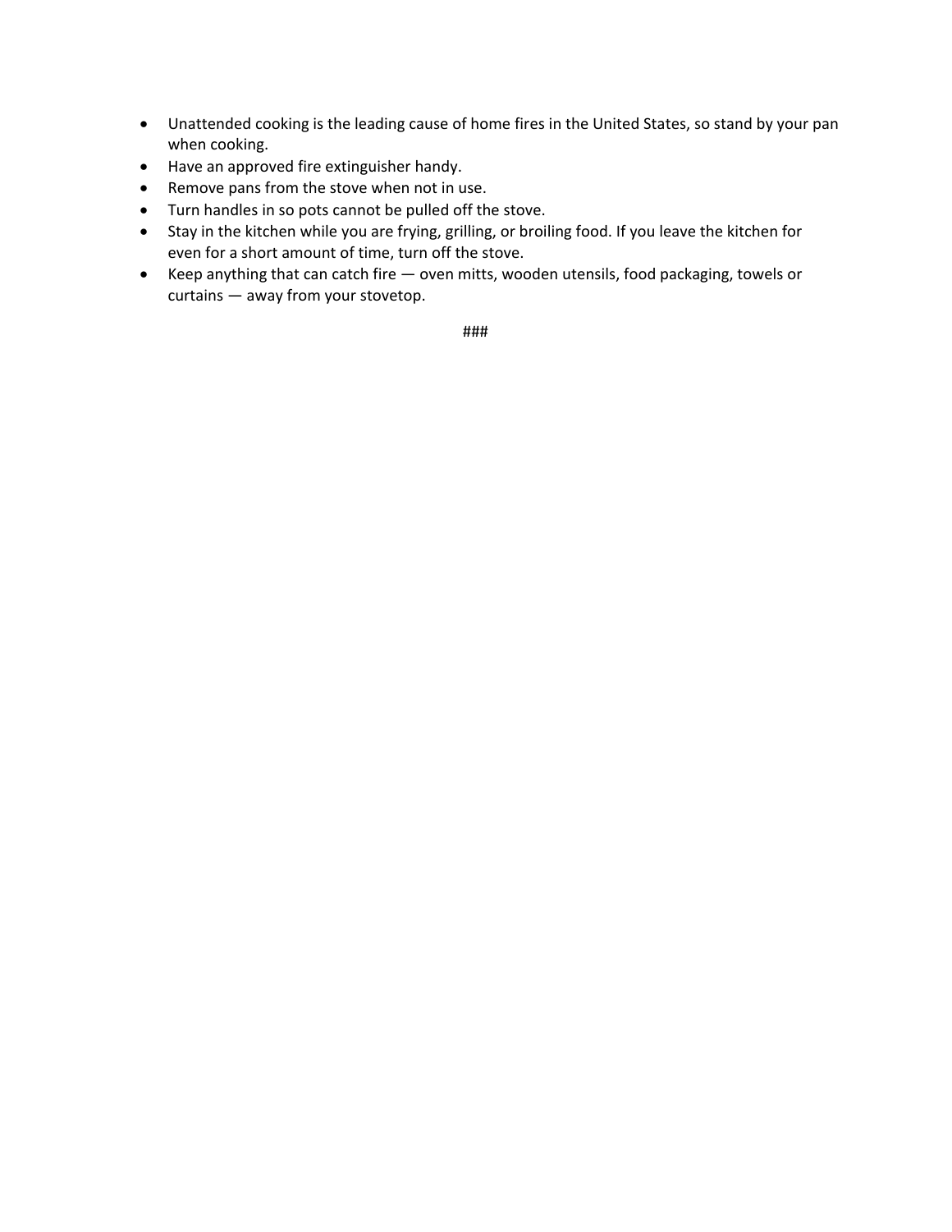- Unattended cooking is the leading cause of home fires in the United States, so stand by your pan when cooking.
- Have an approved fire extinguisher handy.
- Remove pans from the stove when not in use.
- Turn handles in so pots cannot be pulled off the stove.
- Stay in the kitchen while you are frying, grilling, or broiling food. If you leave the kitchen for even for a short amount of time, turn off the stove.
- Keep anything that can catch fire — oven mitts, wooden utensils, food packaging, towels or curtains — away from your stovetop.

###